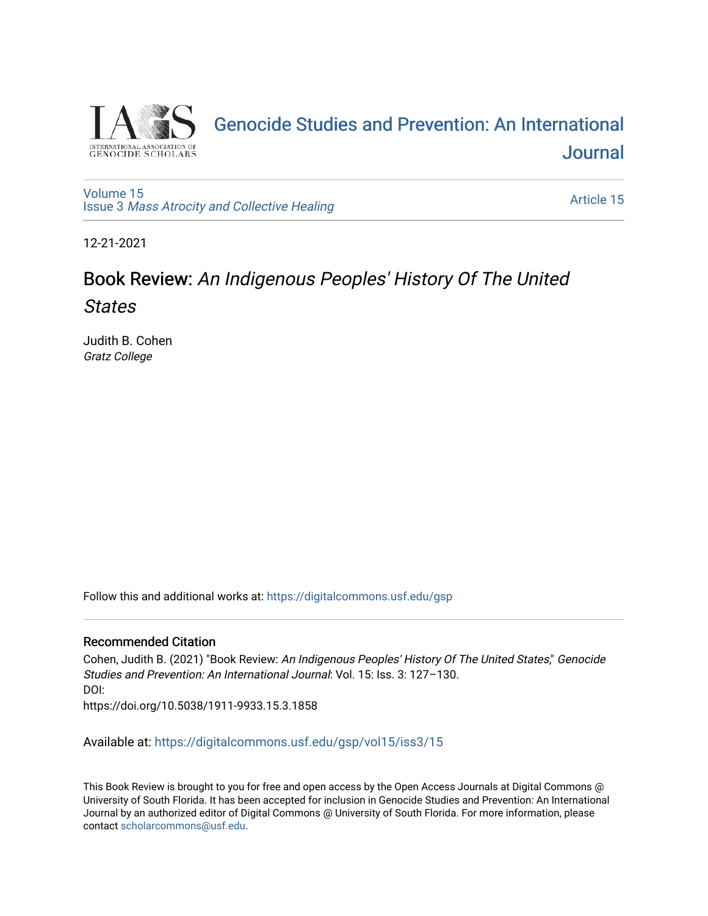Genocide Studies and Prevention: An International Journal

Volume 15
Issue 3 *Mass Atrocity and Collective Healing*

Article 15

12-21-2021

# Book Review: *An Indigenous Peoples' History Of The United States*

Judith B. Cohen
*Gratz College*

Follow this and additional works at: https://digitalcommons.usf.edu/gsp

### Recommended Citation

Cohen, Judith B. (2021) "Book Review: *An Indigenous Peoples' History Of The United States*," *Genocide Studies and Prevention: An International Journal*: Vol. 15: Iss. 3: 127–130.
DOI:
https://doi.org/10.5038/1911-9933.15.3.1858

Available at: https://digitalcommons.usf.edu/gsp/vol15/iss3/15

This Book Review is brought to you for free and open access by the Open Access Journals at Digital Commons @ University of South Florida. It has been accepted for inclusion in Genocide Studies and Prevention: An International Journal by an authorized editor of Digital Commons @ University of South Florida. For more information, please contact scholarcommons@usf.edu.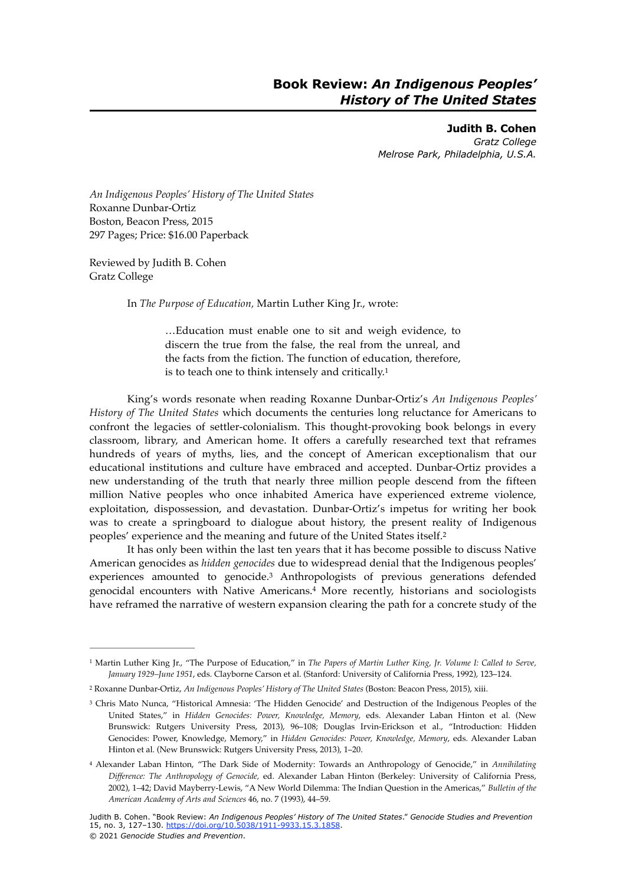# Book Review: *An Indigenous Peoples' History of The United States*

**Judith B. Cohen**
*Gratz College*
*Melrose Park, Philadelphia, U.S.A.*

*An Indigenous Peoples' History of The United States*
Roxanne Dunbar-Ortiz
Boston, Beacon Press, 2015
297 Pages; Price: $16.00 Paperback

Reviewed by Judith B. Cohen
Gratz College

In *The Purpose of Education,* Martin Luther King Jr., wrote:

> …Education must enable one to sit and weigh evidence, to discern the true from the false, the real from the unreal, and the facts from the fiction. The function of education, therefore, is to teach one to think intensely and critically.[1]

King's words resonate when reading Roxanne Dunbar-Ortiz's *An Indigenous Peoples' History of The United States* which documents the centuries long reluctance for Americans to confront the legacies of settler-colonialism. This thought-provoking book belongs in every classroom, library, and American home. It offers a carefully researched text that reframes hundreds of years of myths, lies, and the concept of American exceptionalism that our educational institutions and culture have embraced and accepted. Dunbar-Ortiz provides a new understanding of the truth that nearly three million people descend from the fifteen million Native peoples who once inhabited America have experienced extreme violence, exploitation, dispossession, and devastation. Dunbar-Ortiz's impetus for writing her book was to create a springboard to dialogue about history, the present reality of Indigenous peoples' experience and the meaning and future of the United States itself.[2]

It has only been within the last ten years that it has become possible to discuss Native American genocides as *hidden genocides* due to widespread denial that the Indigenous peoples' experiences amounted to genocide.[3] Anthropologists of previous generations defended genocidal encounters with Native Americans.[4] More recently, historians and sociologists have reframed the narrative of western expansion clearing the path for a concrete study of the

---

[1] Martin Luther King Jr., "The Purpose of Education," in *The Papers of Martin Luther King, Jr. Volume I: Called to Serve, January 1929–June 1951*, eds. Clayborne Carson et al. (Stanford: University of California Press, 1992), 123–124.

[2] Roxanne Dunbar-Ortiz, *An Indigenous Peoples' History of The United States* (Boston: Beacon Press, 2015), xiii.

[3] Chris Mato Nunca, "Historical Amnesia: 'The Hidden Genocide' and Destruction of the Indigenous Peoples of the United States," in *Hidden Genocides: Power, Knowledge, Memory*, eds. Alexander Laban Hinton et al. (New Brunswick: Rutgers University Press, 2013), 96–108; Douglas Irvin-Erickson et al., "Introduction: Hidden Genocides: Power, Knowledge, Memory," in *Hidden Genocides: Power, Knowledge, Memory*, eds. Alexander Laban Hinton et al. (New Brunswick: Rutgers University Press, 2013), 1–20.

[4] Alexander Laban Hinton, "The Dark Side of Modernity: Towards an Anthropology of Genocide," in *Annihilating Difference: The Anthropology of Genocide*, ed. Alexander Laban Hinton (Berkeley: University of California Press, 2002), 1–42; David Mayberry-Lewis, "A New World Dilemma: The Indian Question in the Americas," *Bulletin of the American Academy of Arts and Sciences* 46, no. 7 (1993), 44–59.

Judith B. Cohen. "Book Review: *An Indigenous Peoples' History of The United States*." *Genocide Studies and Prevention* 15, no. 3, 127–130. https://doi.org/10.5038/1911-9933.15.3.1858.
© 2021 *Genocide Studies and Prevention*.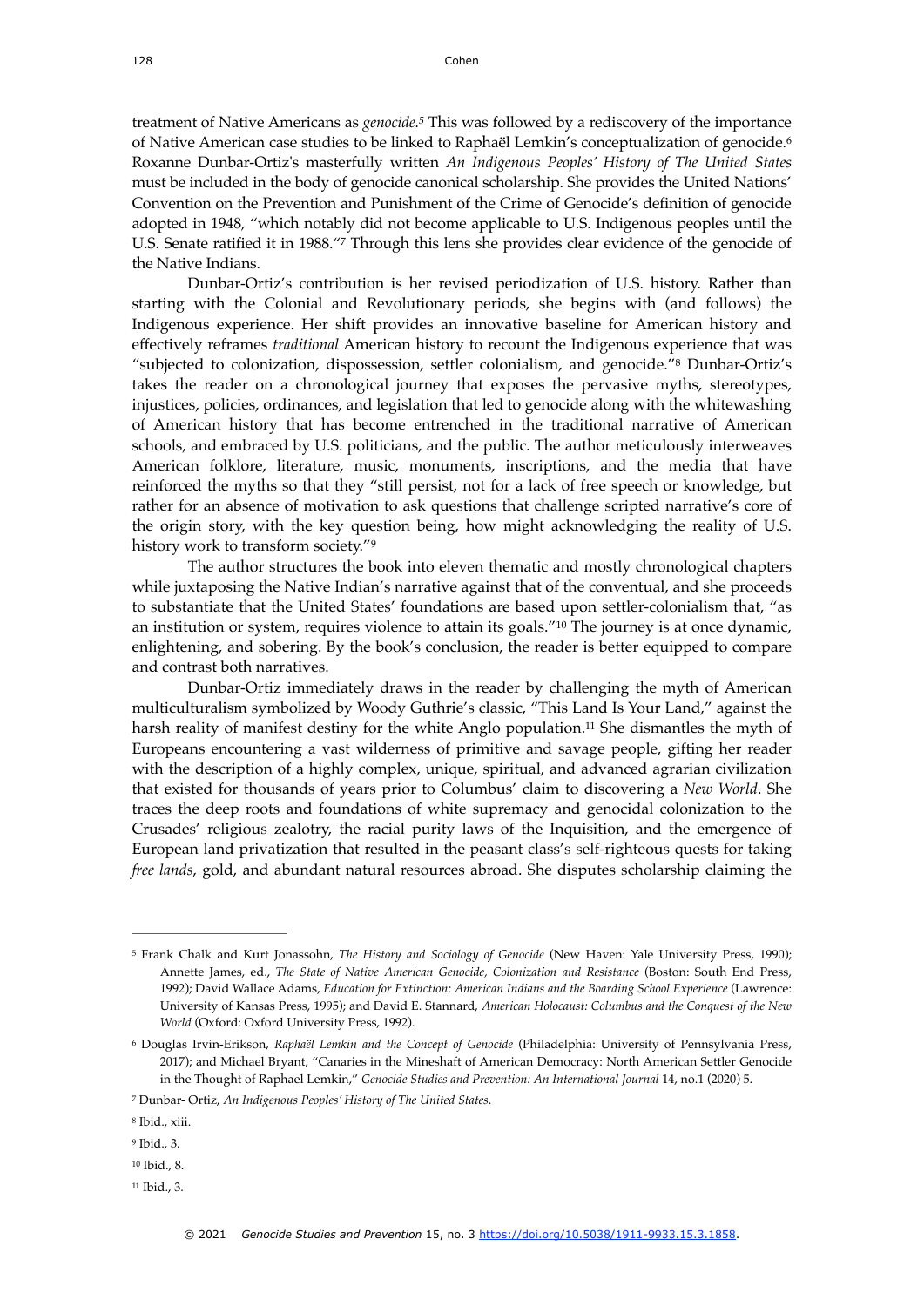treatment of Native Americans as *genocide*.[5] This was followed by a rediscovery of the importance of Native American case studies to be linked to Raphaël Lemkin's conceptualization of genocide.[6] Roxanne Dunbar-Ortiz's masterfully written *An Indigenous Peoples' History of The United States* must be included in the body of genocide canonical scholarship. She provides the United Nations' Convention on the Prevention and Punishment of the Crime of Genocide's definition of genocide adopted in 1948, "which notably did not become applicable to U.S. Indigenous peoples until the U.S. Senate ratified it in 1988."[7] Through this lens she provides clear evidence of the genocide of the Native Indians.

Dunbar-Ortiz's contribution is her revised periodization of U.S. history. Rather than starting with the Colonial and Revolutionary periods, she begins with (and follows) the Indigenous experience. Her shift provides an innovative baseline for American history and effectively reframes *traditional* American history to recount the Indigenous experience that was "subjected to colonization, dispossession, settler colonialism, and genocide."[8] Dunbar-Ortiz's takes the reader on a chronological journey that exposes the pervasive myths, stereotypes, injustices, policies, ordinances, and legislation that led to genocide along with the whitewashing of American history that has become entrenched in the traditional narrative of American schools, and embraced by U.S. politicians, and the public. The author meticulously interweaves American folklore, literature, music, monuments, inscriptions, and the media that have reinforced the myths so that they "still persist, not for a lack of free speech or knowledge, but rather for an absence of motivation to ask questions that challenge scripted narrative's core of the origin story, with the key question being, how might acknowledging the reality of U.S. history work to transform society."[9]

The author structures the book into eleven thematic and mostly chronological chapters while juxtaposing the Native Indian's narrative against that of the conventual, and she proceeds to substantiate that the United States' foundations are based upon settler-colonialism that, "as an institution or system, requires violence to attain its goals."[10] The journey is at once dynamic, enlightening, and sobering. By the book's conclusion, the reader is better equipped to compare and contrast both narratives.

Dunbar-Ortiz immediately draws in the reader by challenging the myth of American multiculturalism symbolized by Woody Guthrie's classic, "This Land Is Your Land," against the harsh reality of manifest destiny for the white Anglo population.[11] She dismantles the myth of Europeans encountering a vast wilderness of primitive and savage people, gifting her reader with the description of a highly complex, unique, spiritual, and advanced agrarian civilization that existed for thousands of years prior to Columbus' claim to discovering a *New World*. She traces the deep roots and foundations of white supremacy and genocidal colonization to the Crusades' religious zealotry, the racial purity laws of the Inquisition, and the emergence of European land privatization that resulted in the peasant class's self-righteous quests for taking *free lands*, gold, and abundant natural resources abroad. She disputes scholarship claiming the

---

[5] Frank Chalk and Kurt Jonassohn, *The History and Sociology of Genocide* (New Haven: Yale University Press, 1990); Annette James, ed., *The State of Native American Genocide, Colonization and Resistance* (Boston: South End Press, 1992); David Wallace Adams, *Education for Extinction: American Indians and the Boarding School Experience* (Lawrence: University of Kansas Press, 1995); and David E. Stannard, *American Holocaust: Columbus and the Conquest of the New World* (Oxford: Oxford University Press, 1992).

[6] Douglas Irvin-Erikson, *Raphaël Lemkin and the Concept of Genocide* (Philadelphia: University of Pennsylvania Press, 2017); and Michael Bryant, "Canaries in the Mineshaft of American Democracy: North American Settler Genocide in the Thought of Raphael Lemkin," *Genocide Studies and Prevention: An International Journal* 14, no.1 (2020) 5.

[7] Dunbar- Ortiz, *An Indigenous Peoples' History of The United States.*

[8] Ibid., xiii.

[9] Ibid., 3.

[10] Ibid., 8.

[11] Ibid., 3.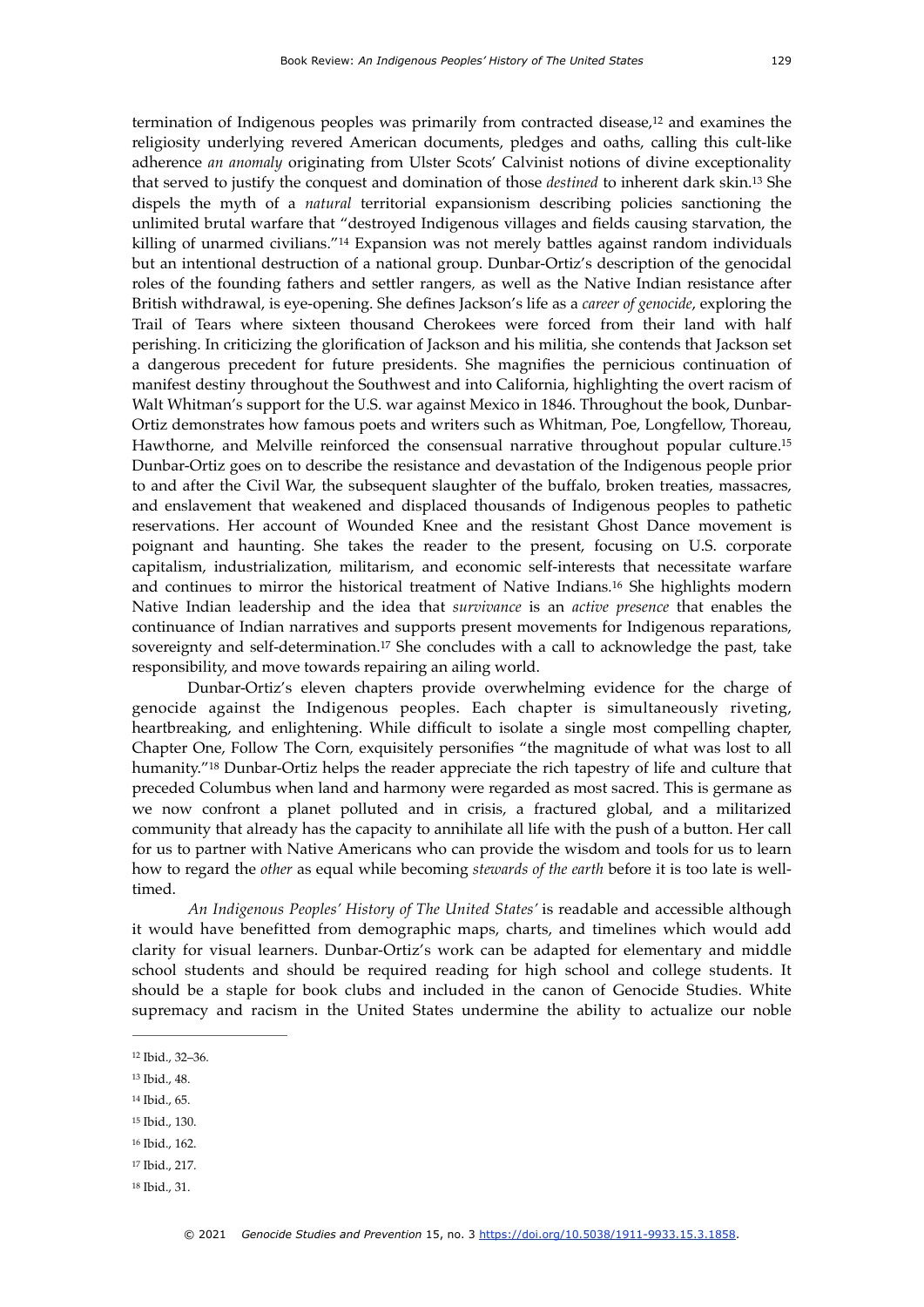termination of Indigenous peoples was primarily from contracted disease,[12] and examines the religiosity underlying revered American documents, pledges and oaths, calling this cult-like adherence *an anomaly* originating from Ulster Scots' Calvinist notions of divine exceptionality that served to justify the conquest and domination of those *destined* to inherent dark skin.[13] She dispels the myth of a *natural* territorial expansionism describing policies sanctioning the unlimited brutal warfare that "destroyed Indigenous villages and fields causing starvation, the killing of unarmed civilians."[14] Expansion was not merely battles against random individuals but an intentional destruction of a national group. Dunbar-Ortiz's description of the genocidal roles of the founding fathers and settler rangers, as well as the Native Indian resistance after British withdrawal, is eye-opening. She defines Jackson's life as a *career of genocide*, exploring the Trail of Tears where sixteen thousand Cherokees were forced from their land with half perishing. In criticizing the glorification of Jackson and his militia, she contends that Jackson set a dangerous precedent for future presidents. She magnifies the pernicious continuation of manifest destiny throughout the Southwest and into California, highlighting the overt racism of Walt Whitman's support for the U.S. war against Mexico in 1846. Throughout the book, Dunbar-Ortiz demonstrates how famous poets and writers such as Whitman, Poe, Longfellow, Thoreau, Hawthorne, and Melville reinforced the consensual narrative throughout popular culture.[15] Dunbar-Ortiz goes on to describe the resistance and devastation of the Indigenous people prior to and after the Civil War, the subsequent slaughter of the buffalo, broken treaties, massacres, and enslavement that weakened and displaced thousands of Indigenous peoples to pathetic reservations. Her account of Wounded Knee and the resistant Ghost Dance movement is poignant and haunting. She takes the reader to the present, focusing on U.S. corporate capitalism, industrialization, militarism, and economic self-interests that necessitate warfare and continues to mirror the historical treatment of Native Indians.[16] She highlights modern Native Indian leadership and the idea that *survivance* is an *active presence* that enables the continuance of Indian narratives and supports present movements for Indigenous reparations, sovereignty and self-determination.[17] She concludes with a call to acknowledge the past, take responsibility, and move towards repairing an ailing world.

Dunbar-Ortiz's eleven chapters provide overwhelming evidence for the charge of genocide against the Indigenous peoples. Each chapter is simultaneously riveting, heartbreaking, and enlightening. While difficult to isolate a single most compelling chapter, Chapter One, Follow The Corn, exquisitely personifies "the magnitude of what was lost to all humanity."[18] Dunbar-Ortiz helps the reader appreciate the rich tapestry of life and culture that preceded Columbus when land and harmony were regarded as most sacred. This is germane as we now confront a planet polluted and in crisis, a fractured global, and a militarized community that already has the capacity to annihilate all life with the push of a button. Her call for us to partner with Native Americans who can provide the wisdom and tools for us to learn how to regard the *other* as equal while becoming *stewards of the earth* before it is too late is well-timed.

*An Indigenous Peoples' History of The United States'* is readable and accessible although it would have benefitted from demographic maps, charts, and timelines which would add clarity for visual learners. Dunbar-Ortiz's work can be adapted for elementary and middle school students and should be required reading for high school and college students. It should be a staple for book clubs and included in the canon of Genocide Studies. White supremacy and racism in the United States undermine the ability to actualize our noble

---

[12] Ibid., 32–36.

[13] Ibid., 48.

[14] Ibid., 65.

[15] Ibid., 130.

[16] Ibid., 162.

[17] Ibid., 217.

[18] Ibid., 31.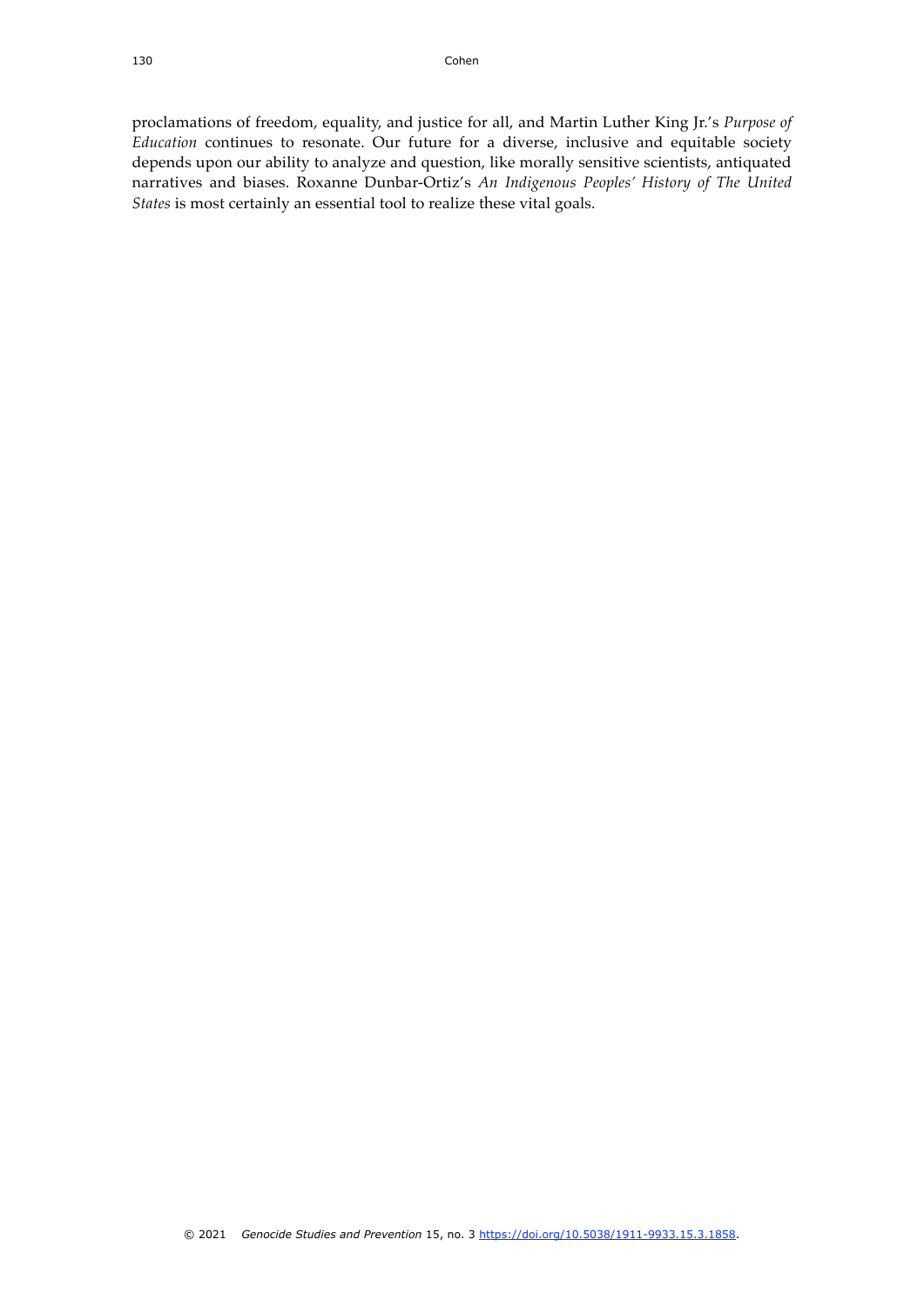proclamations of freedom, equality, and justice for all, and Martin Luther King Jr.'s *Purpose of Education* continues to resonate. Our future for a diverse, inclusive and equitable society depends upon our ability to analyze and question, like morally sensitive scientists, antiquated narratives and biases. Roxanne Dunbar-Ortiz's *An Indigenous Peoples' History of The United States* is most certainly an essential tool to realize these vital goals.